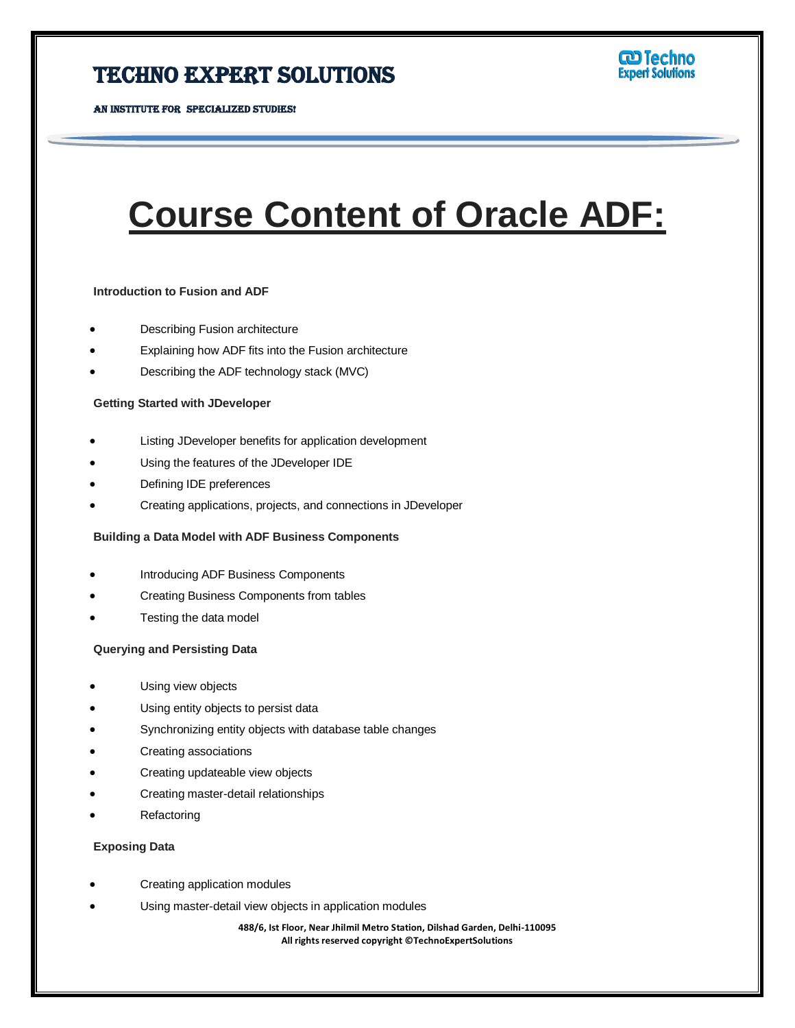# Course Content of Oracle ADF:

### Introduction to Fusion and ADF

- Describing Fusion architecture
- Explaining how ADF fits into the Fusion architecture
- Describing the ADF technology stack (MVC)

### Getting Started with JDeveloper

- Listing JDeveloper benefits for application development
- Using the features of the JDeveloper IDE
- Defining IDE preferences
- Creating applications, projects, and connections in JDeveloper

### Building a Data Model with ADF Business Components

- Introducing ADF Business Components
- Creating Business Components from tables
- Testing the data model

### Querying and Persisting Data

- Using view objects
- Using entity objects to persist data
- Synchronizing entity objects with database table changes
- Creating associations
- Creating updateable view objects
- Creating master-detail relationships
- Refactoring

### Exposing Data

- Creating application modules
- Using master-detail view objects in application modules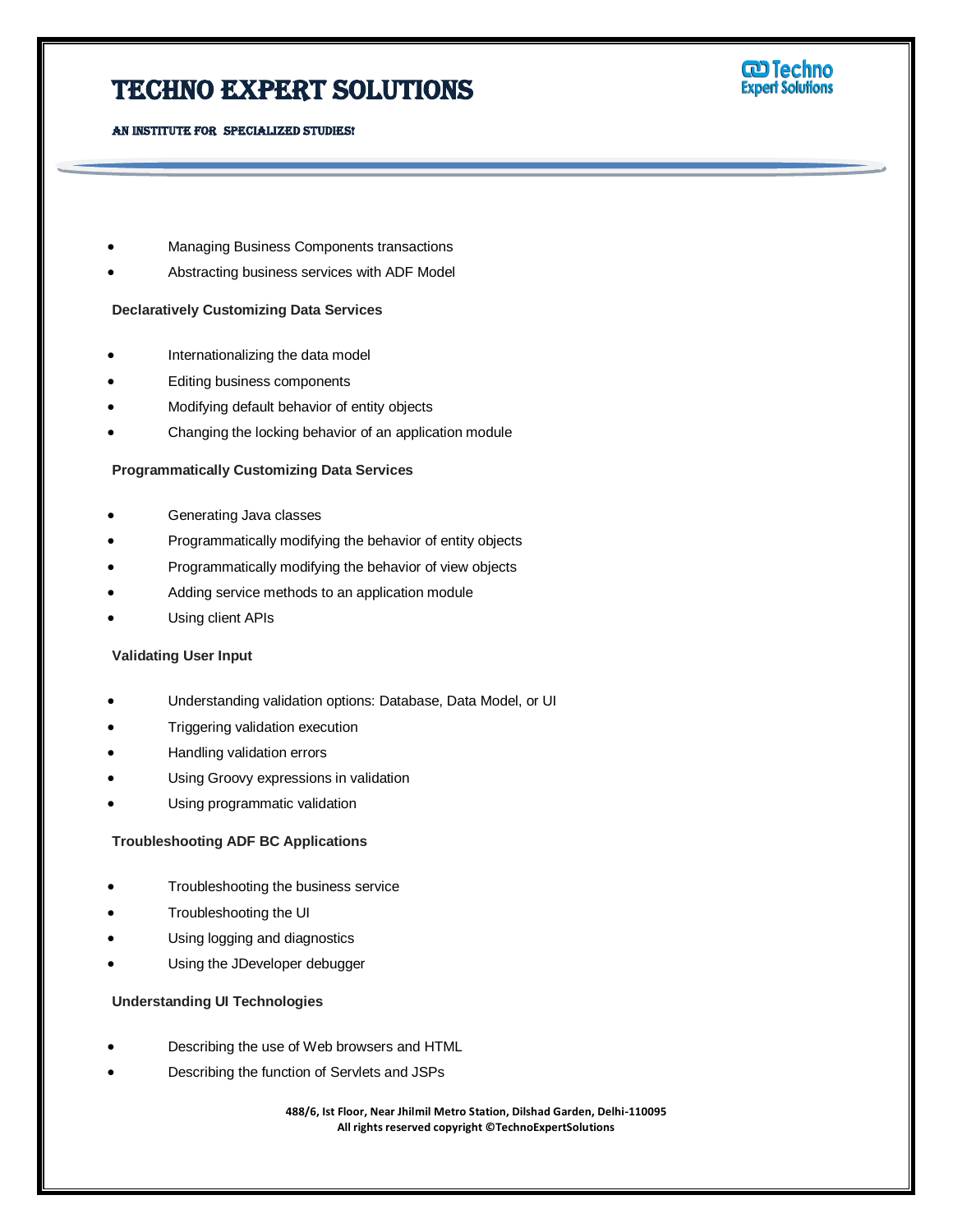- Managing Business Components transactions
- Abstracting business services with ADF Model

**Declaratively Customizing Data Services**

- Internationalizing the data model
- Editing business components
- Modifying default behavior of entity objects
- Changing the locking behavior of an application module

**Programmatically Customizing Data Services**

- Generating Java classes
- Programmatically modifying the behavior of entity objects
- Programmatically modifying the behavior of view objects
- Adding service methods to an application module
- Using client APIs

**Validating User Input**

- Understanding validation options: Database, Data Model, or UI
- Triggering validation execution
- Handling validation errors
- Using Groovy expressions in validation
- Using programmatic validation

**Troubleshooting ADF BC Applications**

- Troubleshooting the business service
- Troubleshooting the UI
- Using logging and diagnostics
- Using the JDeveloper debugger

**Understanding UI Technologies**

- Describing the use of Web browsers and HTML
- Describing the function of Servlets and JSPs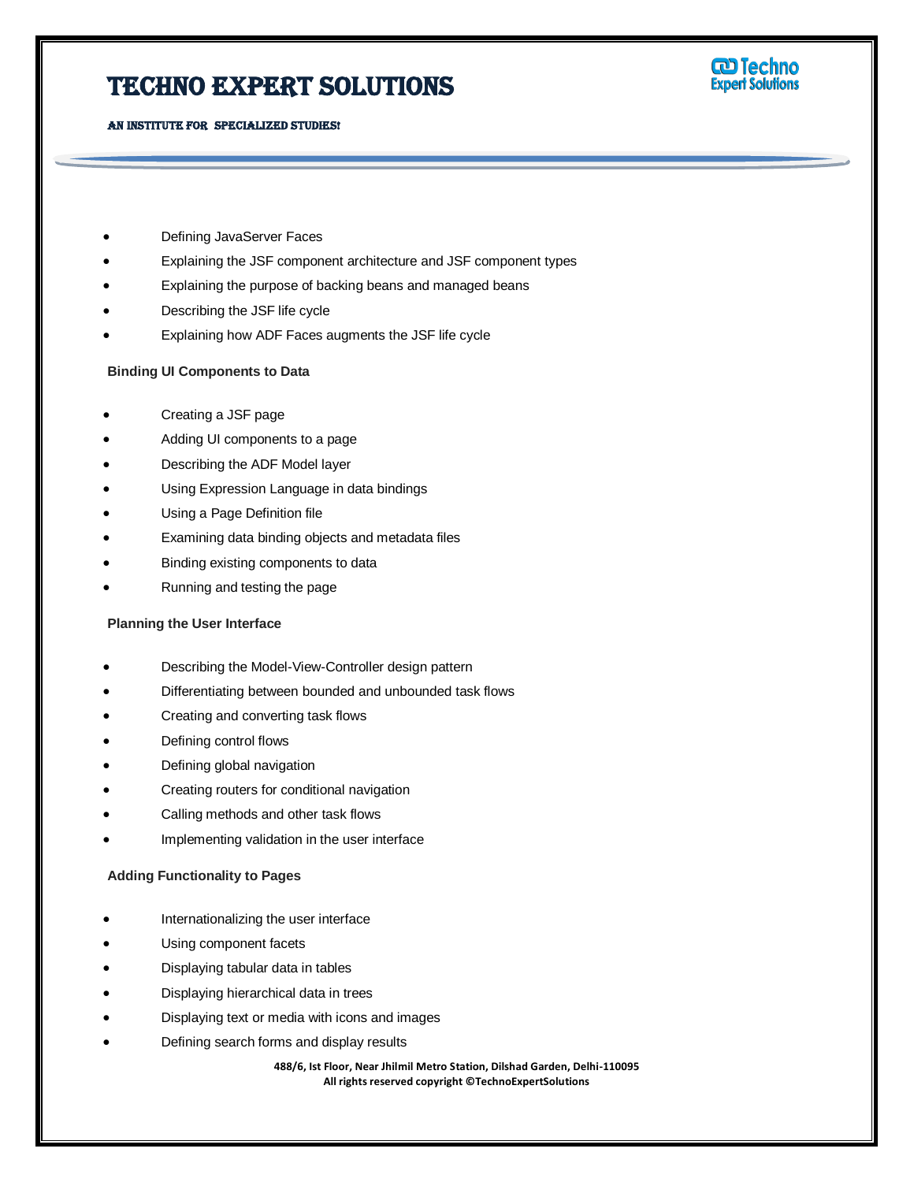- Defining JavaServer Faces
- Explaining the JSF component architecture and JSF component types
- Explaining the purpose of backing beans and managed beans
- Describing the JSF life cycle
- Explaining how ADF Faces augments the JSF life cycle

**Binding UI Components to Data**

- Creating a JSF page
- Adding UI components to a page
- Describing the ADF Model layer
- Using Expression Language in data bindings
- Using a Page Definition file
- Examining data binding objects and metadata files
- Binding existing components to data
- Running and testing the page

**Planning the User Interface**

- Describing the Model-View-Controller design pattern
- Differentiating between bounded and unbounded task flows
- Creating and converting task flows
- Defining control flows
- Defining global navigation
- Creating routers for conditional navigation
- Calling methods and other task flows
- Implementing validation in the user interface

**Adding Functionality to Pages**

- Internationalizing the user interface
- Using component facets
- Displaying tabular data in tables
- Displaying hierarchical data in trees
- Displaying text or media with icons and images
- Defining search forms and display results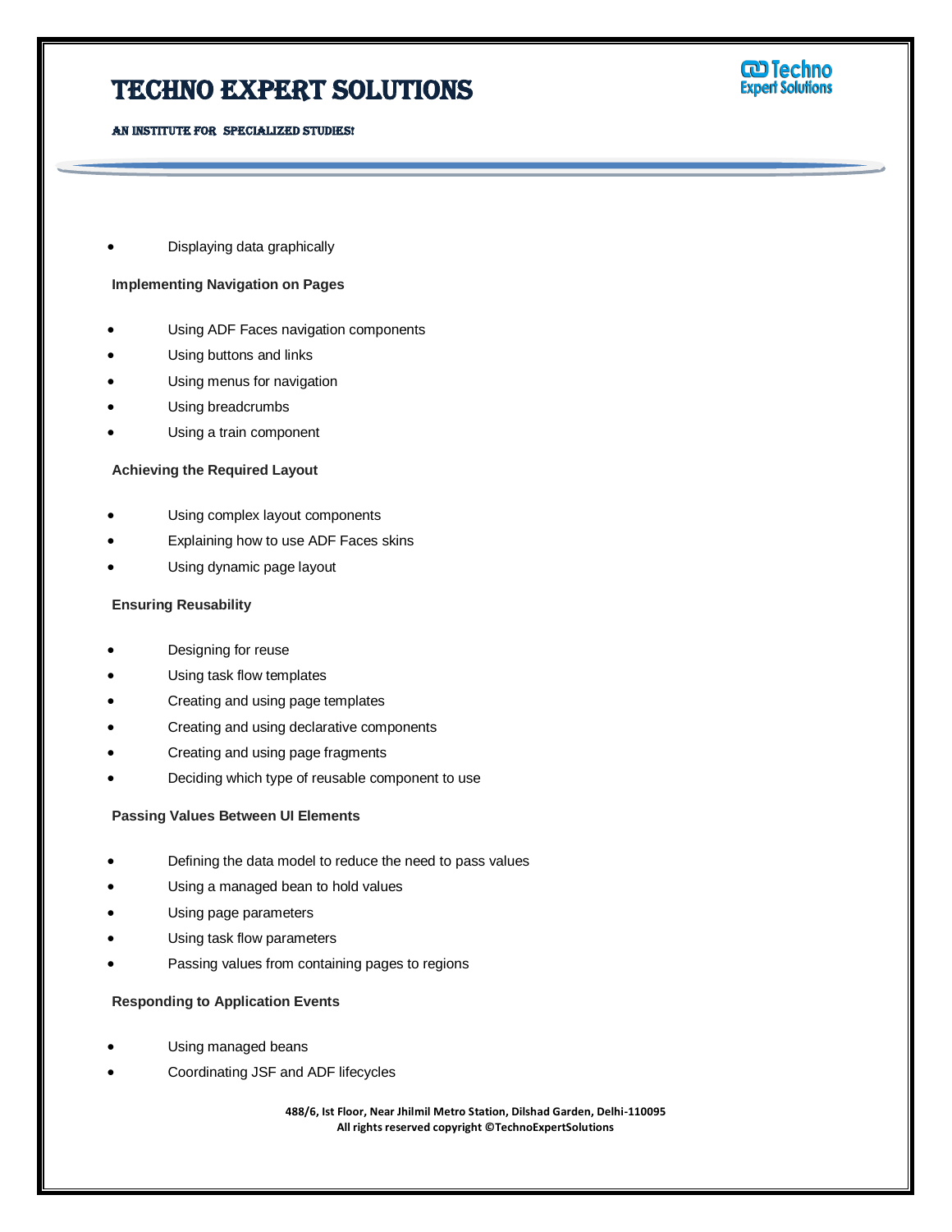- Displaying data graphically

**Implementing Navigation on Pages**

- Using ADF Faces navigation components
- Using buttons and links
- Using menus for navigation
- Using breadcrumbs
- Using a train component

**Achieving the Required Layout**

- Using complex layout components
- Explaining how to use ADF Faces skins
- Using dynamic page layout

**Ensuring Reusability**

- Designing for reuse
- Using task flow templates
- Creating and using page templates
- Creating and using declarative components
- Creating and using page fragments
- Deciding which type of reusable component to use

**Passing Values Between UI Elements**

- Defining the data model to reduce the need to pass values
- Using a managed bean to hold values
- Using page parameters
- Using task flow parameters
- Passing values from containing pages to regions

**Responding to Application Events**

- Using managed beans
- Coordinating JSF and ADF lifecycles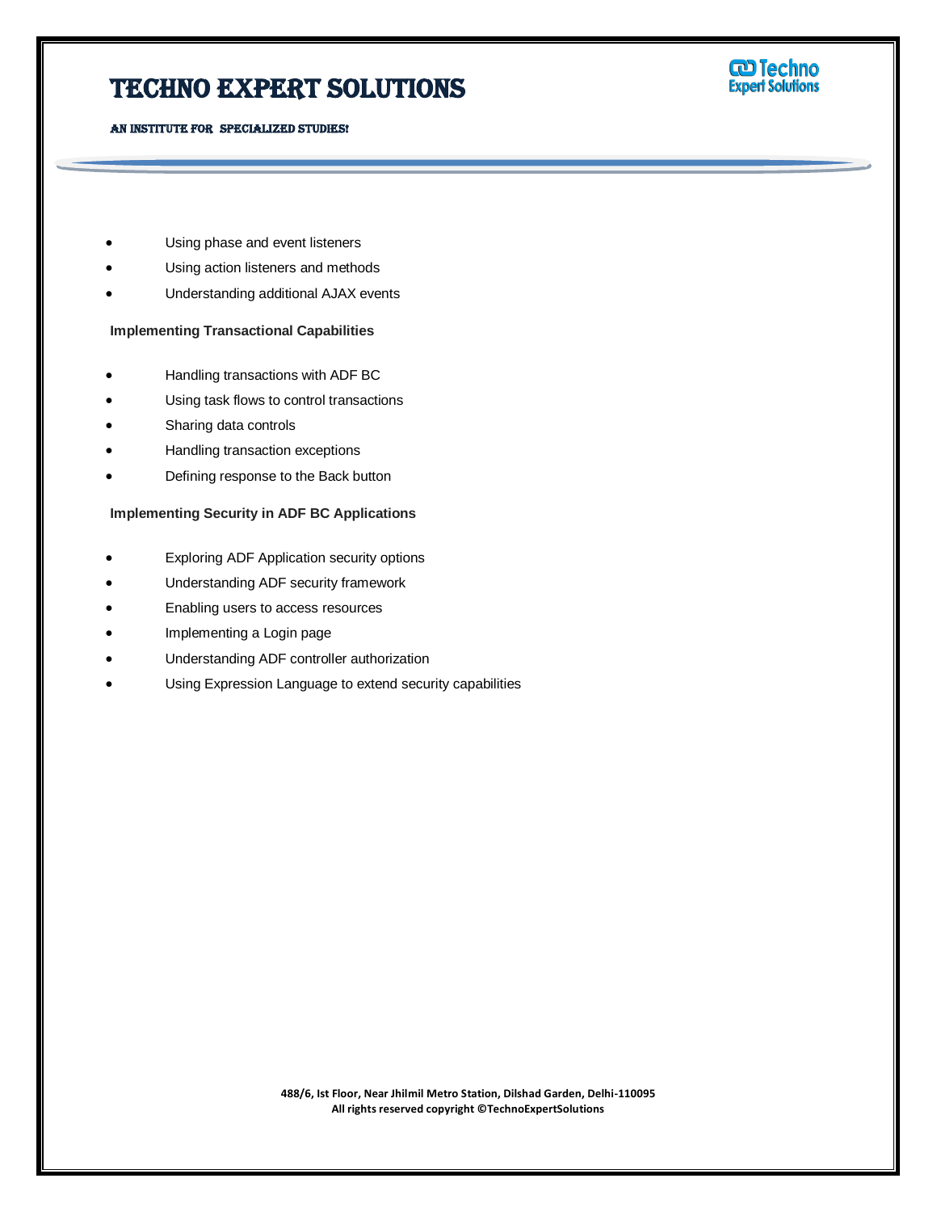- Using phase and event listeners
- Using action listeners and methods
- Understanding additional AJAX events

**Implementing Transactional Capabilities**

- Handling transactions with ADF BC
- Using task flows to control transactions
- Sharing data controls
- Handling transaction exceptions
- Defining response to the Back button

**Implementing Security in ADF BC Applications**

- Exploring ADF Application security options
- Understanding ADF security framework
- Enabling users to access resources
- Implementing a Login page
- Understanding ADF controller authorization
- Using Expression Language to extend security capabilities